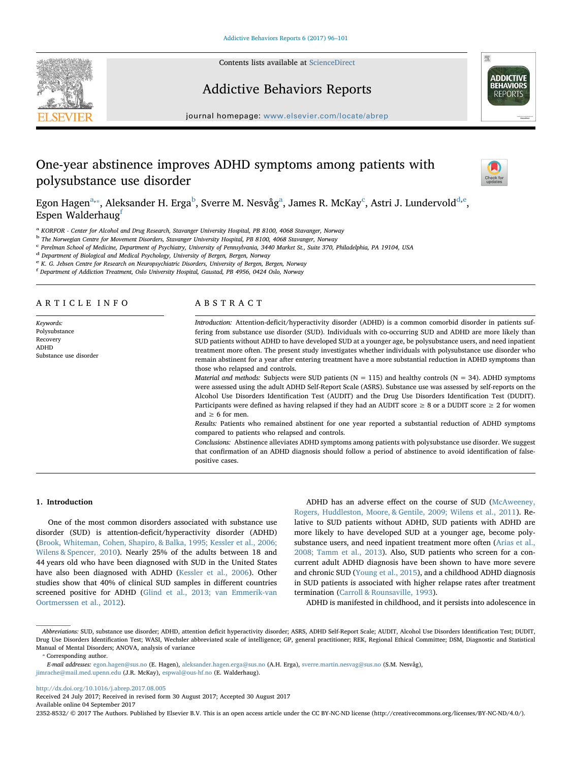# One-year abstinence improves ADHD symptoms among patients with polysubstance use disorder

Egon Hagen[a,*], Aleksander H. Erga[b], Sverre M. Nesvåg[a], James R. McKay[c], Astri J. Lundervold[d,e], Espen Walderhaug[f]

[a] KORFOR - Center for Alcohol and Drug Research, Stavanger University Hospital, PB 8100, 4068 Stavanger, Norway
[b] The Norwegian Centre for Movement Disorders, Stavanger University Hospital, PB 8100, 4068 Stavanger, Norway
[c] Perelman School of Medicine, Department of Psychiatry, University of Pennsylvania, 3440 Market St., Suite 370, Philadelphia, PA 19104, USA
[d] Department of Biological and Medical Psychology, University of Bergen, Bergen, Norway
[e] K. G. Jebsen Centre for Research on Neuropsychiatric Disorders, University of Bergen, Bergen, Norway
[f] Department of Addiction Treatment, Oslo University Hospital, Gaustad, PB 4956, 0424 Oslo, Norway

## ARTICLE INFO

*Keywords:*
Polysubstance
Recovery
ADHD
Substance use disorder

## ABSTRACT

*Introduction:* Attention-deficit/hyperactivity disorder (ADHD) is a common comorbid disorder in patients suffering from substance use disorder (SUD). Individuals with co-occurring SUD and ADHD are more likely than SUD patients without ADHD to have developed SUD at a younger age, be polysubstance users, and need inpatient treatment more often. The present study investigates whether individuals with polysubstance use disorder who remain abstinent for a year after entering treatment have a more substantial reduction in ADHD symptoms than those who relapsed and controls.

*Material and methods:* Subjects were SUD patients (N = 115) and healthy controls (N = 34). ADHD symptoms were assessed using the adult ADHD Self-Report Scale (ASRS). Substance use was assessed by self-reports on the Alcohol Use Disorders Identification Test (AUDIT) and the Drug Use Disorders Identification Test (DUDIT). Participants were defined as having relapsed if they had an AUDIT score ≥ 8 or a DUDIT score ≥ 2 for women and ≥ 6 for men.

*Results:* Patients who remained abstinent for one year reported a substantial reduction of ADHD symptoms compared to patients who relapsed and controls.

*Conclusions:* Abstinence alleviates ADHD symptoms among patients with polysubstance use disorder. We suggest that confirmation of an ADHD diagnosis should follow a period of abstinence to avoid identification of false-positive cases.

## 1. Introduction

One of the most common disorders associated with substance use disorder (SUD) is attention-deficit/hyperactivity disorder (ADHD) (Brook, Whiteman, Cohen, Shapiro, & Balka, 1995; Kessler et al., 2006; Wilens & Spencer, 2010). Nearly 25% of the adults between 18 and 44 years old who have been diagnosed with SUD in the United States have also been diagnosed with ADHD (Kessler et al., 2006). Other studies show that 40% of clinical SUD samples in different countries screened positive for ADHD (Glind et al., 2013; van Emmerik-van Oortmerssen et al., 2012).

ADHD has an adverse effect on the course of SUD (McAweeney, Rogers, Huddleston, Moore, & Gentile, 2009; Wilens et al., 2011). Relative to SUD patients without ADHD, SUD patients with ADHD are more likely to have developed SUD at a younger age, become polysubstance users, and need inpatient treatment more often (Arias et al., 2008; Tamm et al., 2013). Also, SUD patients who screen for a concurrent adult ADHD diagnosis have been shown to have more severe and chronic SUD (Young et al., 2015), and a childhood ADHD diagnosis in SUD patients is associated with higher relapse rates after treatment termination (Carroll & Rounsaville, 1993).

ADHD is manifested in childhood, and it persists into adolescence in

---

*Abbreviations:* SUD, substance use disorder; ADHD, attention deficit hyperactivity disorder; ASRS, ADHD Self-Report Scale; AUDIT, Alcohol Use Disorders Identification Test; DUDIT, Drug Use Disorders Identification Test; WASI, Wechsler abbreviated scale of intelligence; GP, general practitioner; REK, Regional Ethical Committee; DSM, Diagnostic and Statistical Manual of Mental Disorders; ANOVA, analysis of variance

\* Corresponding author.

*E-mail addresses:* egon.hagen@sus.no (E. Hagen), aleksander.hagen.erga@sus.no (A.H. Erga), sverre.martin.nesvag@sus.no (S.M. Nesvåg), jimrache@mail.med.upenn.edu (J.R. McKay), espwal@ous-hf.no (E. Walderhaug).

http://dx.doi.org/10.1016/j.abrep.2017.08.005
Received 24 July 2017; Received in revised form 30 August 2017; Accepted 30 August 2017
Available online 04 September 2017
2352-8532/ © 2017 The Authors. Published by Elsevier B.V. This is an open access article under the CC BY-NC-ND license (http://creativecommons.org/licenses/BY-NC-ND/4.0/).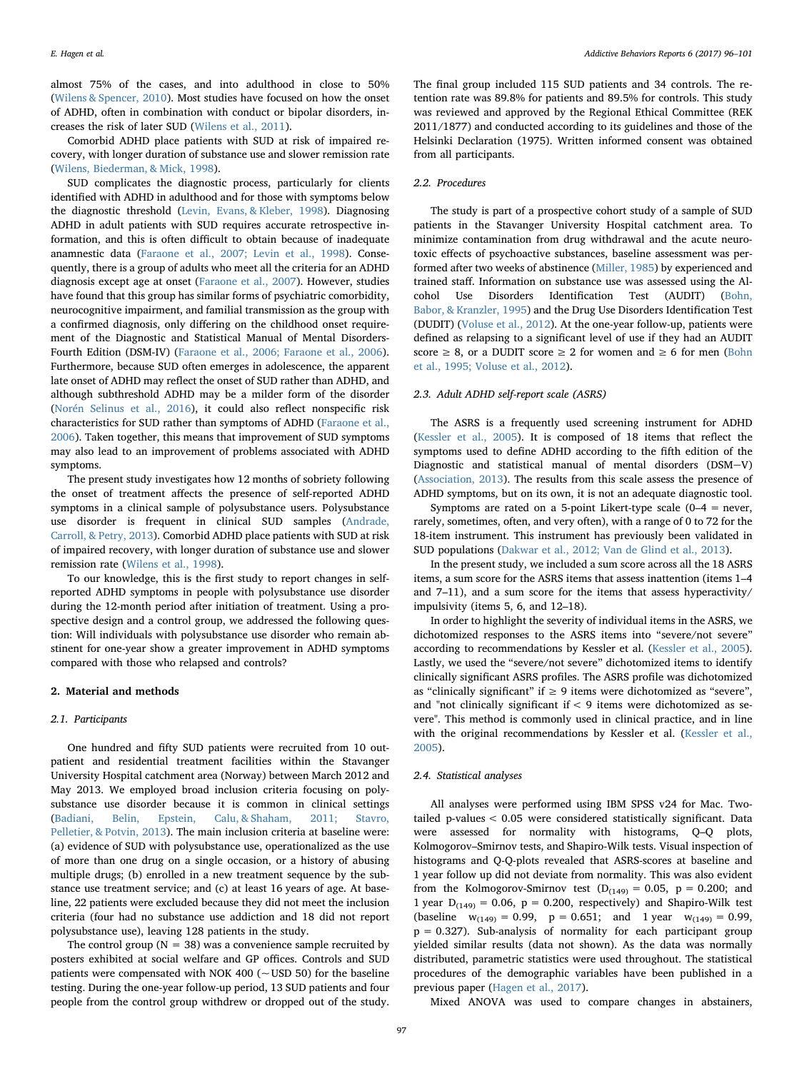almost 75% of the cases, and into adulthood in close to 50% (Wilens & Spencer, 2010). Most studies have focused on how the onset of ADHD, often in combination with conduct or bipolar disorders, increases the risk of later SUD (Wilens et al., 2011).

Comorbid ADHD place patients with SUD at risk of impaired recovery, with longer duration of substance use and slower remission rate (Wilens, Biederman, & Mick, 1998).

SUD complicates the diagnostic process, particularly for clients identified with ADHD in adulthood and for those with symptoms below the diagnostic threshold (Levin, Evans, & Kleber, 1998). Diagnosing ADHD in adult patients with SUD requires accurate retrospective information, and this is often difficult to obtain because of inadequate anamnestic data (Faraone et al., 2007; Levin et al., 1998). Consequently, there is a group of adults who meet all the criteria for an ADHD diagnosis except age at onset (Faraone et al., 2007). However, studies have found that this group has similar forms of psychiatric comorbidity, neurocognitive impairment, and familial transmission as the group with a confirmed diagnosis, only differing on the childhood onset requirement of the Diagnostic and Statistical Manual of Mental Disorders-Fourth Edition (DSM-IV) (Faraone et al., 2006; Faraone et al., 2006). Furthermore, because SUD often emerges in adolescence, the apparent late onset of ADHD may reflect the onset of SUD rather than ADHD, and although subthreshold ADHD may be a milder form of the disorder (Norén Selinus et al., 2016), it could also reflect nonspecific risk characteristics for SUD rather than symptoms of ADHD (Faraone et al., 2006). Taken together, this means that improvement of SUD symptoms may also lead to an improvement of problems associated with ADHD symptoms.

The present study investigates how 12 months of sobriety following the onset of treatment affects the presence of self-reported ADHD symptoms in a clinical sample of polysubstance users. Polysubstance use disorder is frequent in clinical SUD samples (Andrade, Carroll, & Petry, 2013). Comorbid ADHD place patients with SUD at risk of impaired recovery, with longer duration of substance use and slower remission rate (Wilens et al., 1998).

To our knowledge, this is the first study to report changes in self-reported ADHD symptoms in people with polysubstance use disorder during the 12-month period after initiation of treatment. Using a prospective design and a control group, we addressed the following question: Will individuals with polysubstance use disorder who remain abstinent for one-year show a greater improvement in ADHD symptoms compared with those who relapsed and controls?

## 2. Material and methods

### 2.1. Participants

One hundred and fifty SUD patients were recruited from 10 outpatient and residential treatment facilities within the Stavanger University Hospital catchment area (Norway) between March 2012 and May 2013. We employed broad inclusion criteria focusing on polysubstance use disorder because it is common in clinical settings (Badiani, Belin, Epstein, Calu, & Shaham, 2011; Stavro, Pelletier, & Potvin, 2013). The main inclusion criteria at baseline were: (a) evidence of SUD with polysubstance use, operationalized as the use of more than one drug on a single occasion, or a history of abusing multiple drugs; (b) enrolled in a new treatment sequence by the substance use treatment service; and (c) at least 16 years of age. At baseline, 22 patients were excluded because they did not meet the inclusion criteria (four had no substance use addiction and 18 did not report polysubstance use), leaving 128 patients in the study.

The control group (N = 38) was a convenience sample recruited by posters exhibited at social welfare and GP offices. Controls and SUD patients were compensated with NOK 400 (~USD 50) for the baseline testing. During the one-year follow-up period, 13 SUD patients and four people from the control group withdrew or dropped out of the study. The final group included 115 SUD patients and 34 controls. The retention rate was 89.8% for patients and 89.5% for controls. This study was reviewed and approved by the Regional Ethical Committee (REK 2011/1877) and conducted according to its guidelines and those of the Helsinki Declaration (1975). Written informed consent was obtained from all participants.

### 2.2. Procedures

The study is part of a prospective cohort study of a sample of SUD patients in the Stavanger University Hospital catchment area. To minimize contamination from drug withdrawal and the acute neurotoxic effects of psychoactive substances, baseline assessment was performed after two weeks of abstinence (Miller, 1985) by experienced and trained staff. Information on substance use was assessed using the Alcohol Use Disorders Identification Test (AUDIT) (Bohn, Babor, & Kranzler, 1995) and the Drug Use Disorders Identification Test (DUDIT) (Voluse et al., 2012). At the one-year follow-up, patients were defined as relapsing to a significant level of use if they had an AUDIT score ≥ 8, or a DUDIT score ≥ 2 for women and ≥ 6 for men (Bohn et al., 1995; Voluse et al., 2012).

### 2.3. Adult ADHD self-report scale (ASRS)

The ASRS is a frequently used screening instrument for ADHD (Kessler et al., 2005). It is composed of 18 items that reflect the symptoms used to define ADHD according to the fifth edition of the Diagnostic and statistical manual of mental disorders (DSM−V) (Association, 2013). The results from this scale assess the presence of ADHD symptoms, but on its own, it is not an adequate diagnostic tool.

Symptoms are rated on a 5-point Likert-type scale (0–4 = never, rarely, sometimes, often, and very often), with a range of 0 to 72 for the 18-item instrument. This instrument has previously been validated in SUD populations (Dakwar et al., 2012; Van de Glind et al., 2013).

In the present study, we included a sum score across all the 18 ASRS items, a sum score for the ASRS items that assess inattention (items 1–4 and 7–11), and a sum score for the items that assess hyperactivity/impulsivity (items 5, 6, and 12–18).

In order to highlight the severity of individual items in the ASRS, we dichotomized responses to the ASRS items into "severe/not severe" according to recommendations by Kessler et al. (Kessler et al., 2005). Lastly, we used the "severe/not severe" dichotomized items to identify clinically significant ASRS profiles. The ASRS profile was dichotomized as "clinically significant" if ≥ 9 items were dichotomized as "severe", and "not clinically significant if < 9 items were dichotomized as severe". This method is commonly used in clinical practice, and in line with the original recommendations by Kessler et al. (Kessler et al., 2005).

### 2.4. Statistical analyses

All analyses were performed using IBM SPSS v24 for Mac. Two-tailed p-values < 0.05 were considered statistically significant. Data were assessed for normality with histograms, Q–Q plots, Kolmogorov–Smirnov tests, and Shapiro-Wilk tests. Visual inspection of histograms and Q-Q-plots revealed that ASRS-scores at baseline and 1 year follow up did not deviate from normality. This was also evident from the Kolmogorov-Smirnov test ($D_{(149)} = 0.05$, $p = 0.200$; and 1 year $D_{(149)} = 0.06$, $p = 0.200$, respectively) and Shapiro-Wilk test (baseline $w_{(149)} = 0.99$, $p = 0.651$; and 1 year $w_{(149)} = 0.99$, $p = 0.327$). Sub-analysis of normality for each participant group yielded similar results (data not shown). As the data was normally distributed, parametric statistics were used throughout. The statistical procedures of the demographic variables have been published in a previous paper (Hagen et al., 2017).

Mixed ANOVA was used to compare changes in abstainers,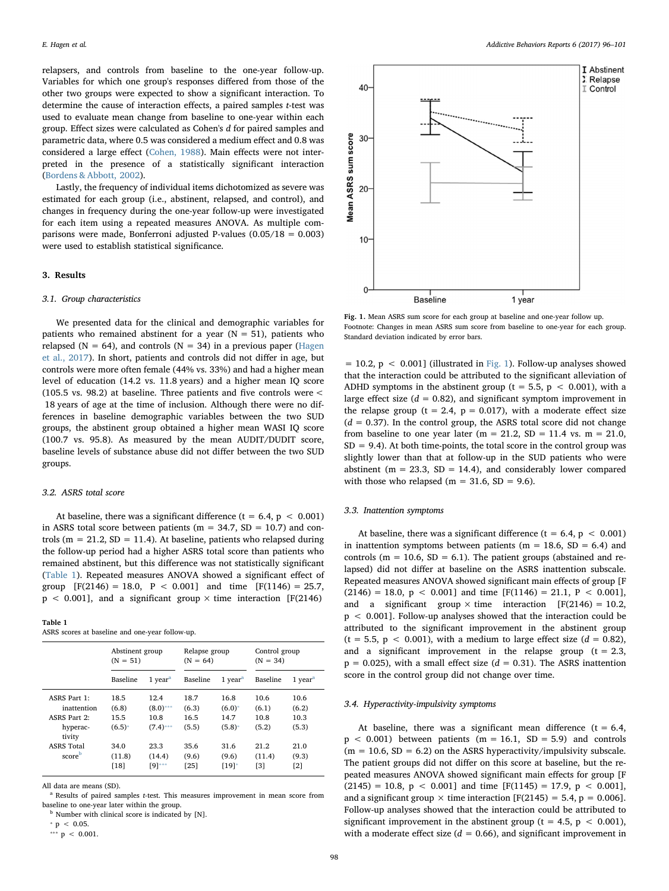relapsers, and controls from baseline to the one-year follow-up. Variables for which one group's responses differed from those of the other two groups were expected to show a significant interaction. To determine the cause of interaction effects, a paired samples *t*-test was used to evaluate mean change from baseline to one-year within each group. Effect sizes were calculated as Cohen's *d* for paired samples and parametric data, where 0.5 was considered a medium effect and 0.8 was considered a large effect (Cohen, 1988). Main effects were not interpreted in the presence of a statistically significant interaction (Bordens & Abbott, 2002).

Lastly, the frequency of individual items dichotomized as severe was estimated for each group (i.e., abstinent, relapsed, and control), and changes in frequency during the one-year follow-up were investigated for each item using a repeated measures ANOVA. As multiple comparisons were made, Bonferroni adjusted P-values (0.05/18 = 0.003) were used to establish statistical significance.

## 3. Results

### 3.1. Group characteristics

We presented data for the clinical and demographic variables for patients who remained abstinent for a year (N = 51), patients who relapsed (N = 64), and controls (N = 34) in a previous paper (Hagen et al., 2017). In short, patients and controls did not differ in age, but controls were more often female (44% vs. 33%) and had a higher mean level of education (14.2 vs. 11.8 years) and a higher mean IQ score (105.5 vs. 98.2) at baseline. Three patients and five controls were < 18 years of age at the time of inclusion. Although there were no differences in baseline demographic variables between the two SUD groups, the abstinent group obtained a higher mean WASI IQ score (100.7 vs. 95.8). As measured by the mean AUDIT/DUDIT score, baseline levels of substance abuse did not differ between the two SUD groups.

### 3.2. ASRS total score

At baseline, there was a significant difference ($t = 6.4$, $p < 0.001$) in ASRS total score between patients (m = 34.7, SD = 10.7) and controls (m = 21.2, SD = 11.4). At baseline, patients who relapsed during the follow-up period had a higher ASRS total score than patients who remained abstinent, but this difference was not statistically significant (Table 1). Repeated measures ANOVA showed a significant effect of group [$F(2146) = 18.0$, $P < 0.001$] and time [$F(1146) = 25.7$, $p < 0.001$], and a significant group × time interaction [$F(2146) = 10.2$, $p < 0.001$] (illustrated in Fig. 1). Follow-up analyses showed that the interaction could be attributed to the significant alleviation of ADHD symptoms in the abstinent group ($t = 5.5$, $p < 0.001$), with a large effect size ($d = 0.82$), and significant symptom improvement in the relapse group ($t = 2.4$, $p = 0.017$), with a moderate effect size ($d = 0.37$). In the control group, the ASRS total score did not change from baseline to one year later (m = 21.2, SD = 11.4 vs. m = 21.0, SD = 9.4). At both time-points, the total score in the control group was slightly lower than that at follow-up in the SUD patients who were abstinent (m = 23.3, SD = 14.4), and considerably lower compared with those who relapsed (m = 31.6, SD = 9.6).

**Table 1**
ASRS scores at baseline and one-year follow-up.

| | Abstinent group (N = 51) | | Relapse group (N = 64) | | Control group (N = 34) | |
|---|---|---|---|---|---|---|
| | Baseline | 1 year[a] | Baseline | 1 year[a] | Baseline | 1 year[a] |
| ASRS Part 1: inattention | 18.5 (6.8) | 12.4 (8.0)*** | 18.7 (6.3) | 16.8 (6.0)* | 10.6 (6.1) | 10.6 (6.2) |
| ASRS Part 2: hyperactivity | 15.5 (6.5)* | 10.8 (7.4)*** | 16.5 (5.5) | 14.7 (5.8)* | 10.8 (5.2) | 10.3 (5.3) |
| ASRS Total score[b] | 34.0 (11.8) [18] | 23.3 (14.4) [9]*** | 35.6 (9.6) [25] | 31.6 (9.6) [19]* | 21.2 (11.4) [3] | 21.0 (9.3) [2] |

All data are means (SD).
[a] Results of paired samples *t*-test. This measures improvement in mean score from baseline to one-year later within the group.
[b] Number with clinical score is indicated by [N].
* $p < 0.05$.
*** $p < 0.001$.

**Fig. 1.** Mean ASRS sum score for each group at baseline and one-year follow up.
Footnote: Changes in mean ASRS sum score from baseline to one-year for each group. Standard deviation indicated by error bars.

### 3.3. Inattention symptoms

At baseline, there was a significant difference ($t = 6.4$, $p < 0.001$) in inattention symptoms between patients (m = 18.6, SD = 6.4) and controls (m = 10.6, SD = 6.1). The patient groups (abstained and relapsed) did not differ at baseline on the ASRS inattention subscale. Repeated measures ANOVA showed significant main effects of group [$F(2146) = 18.0$, $p < 0.001$] and time [$F(1146) = 21.1$, $P < 0.001$], and a significant group × time interaction [$F(2146) = 10.2$, $p < 0.001$]. Follow-up analyses showed that the interaction could be attributed to the significant improvement in the abstinent group ($t = 5.5$, $p < 0.001$), with a medium to large effect size ($d = 0.82$), and a significant improvement in the relapse group ($t = 2.3$, $p = 0.025$), with a small effect size ($d = 0.31$). The ASRS inattention score in the control group did not change over time.

### 3.4. Hyperactivity-impulsivity symptoms

At baseline, there was a significant mean difference ($t = 6.4$, $p < 0.001$) between patients (m = 16.1, SD = 5.9) and controls (m = 10.6, SD = 6.2) on the ASRS hyperactivity/impulsivity subscale. The patient groups did not differ on this score at baseline, but the repeated measures ANOVA showed significant main effects for group [$F(2145) = 10.8$, $p < 0.001$] and time [$F(1145) = 17.9$, $p < 0.001$], and a significant group × time interaction [$F(2145) = 5.4$, $p = 0.006$]. Follow-up analyses showed that the interaction could be attributed to significant improvement in the abstinent group ($t = 4.5$, $p < 0.001$), with a moderate effect size ($d = 0.66$), and significant improvement in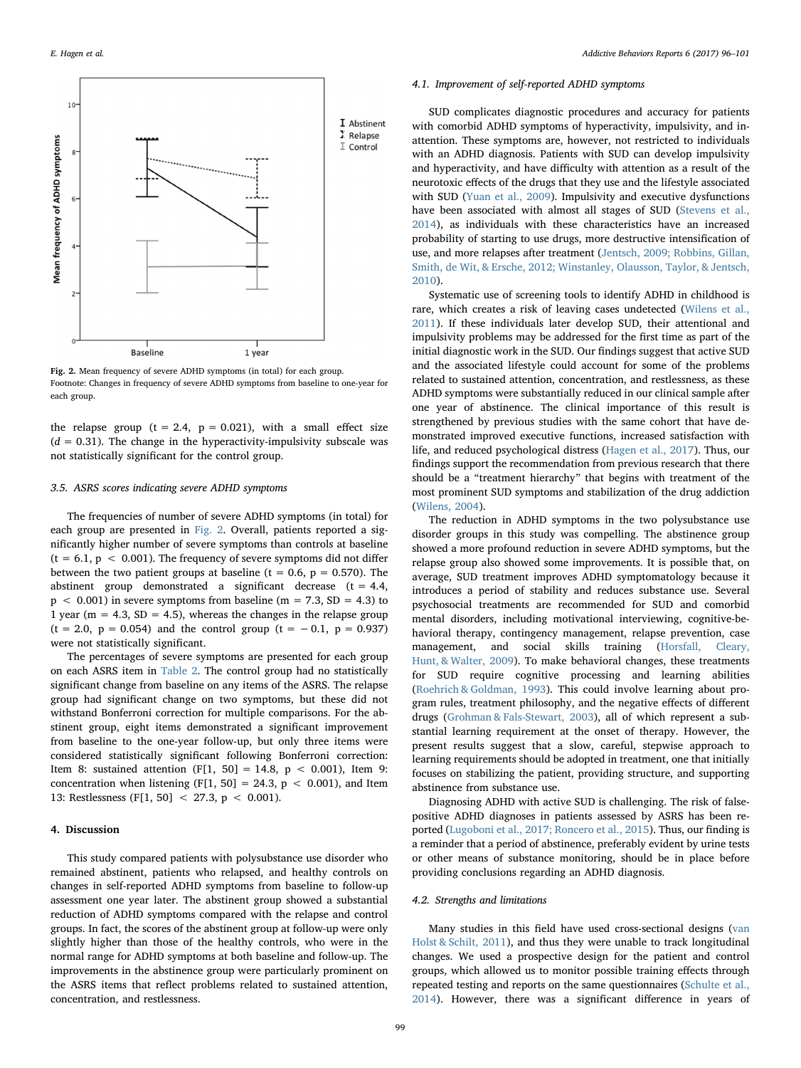Fig. 2. Mean frequency of severe ADHD symptoms (in total) for each group.
Footnote: Changes in frequency of severe ADHD symptoms from baseline to one-year for each group.

the relapse group ($t = 2.4$, $p = 0.021$), with a small effect size ($d = 0.31$). The change in the hyperactivity-impulsivity subscale was not statistically significant for the control group.

### 3.5. ASRS scores indicating severe ADHD symptoms

The frequencies of number of severe ADHD symptoms (in total) for each group are presented in Fig. 2. Overall, patients reported a significantly higher number of severe symptoms than controls at baseline ($t = 6.1$, $p < 0.001$). The frequency of severe symptoms did not differ between the two patient groups at baseline ($t = 0.6$, $p = 0.570$). The abstinent group demonstrated a significant decrease ($t = 4.4$, $p < 0.001$) in severe symptoms from baseline ($m = 7.3$, $SD = 4.3$) to 1 year ($m = 4.3$, $SD = 4.5$), whereas the changes in the relapse group ($t = 2.0$, $p = 0.054$) and the control group ($t = -0.1$, $p = 0.937$) were not statistically significant.

The percentages of severe symptoms are presented for each group on each ASRS item in Table 2. The control group had no statistically significant change from baseline on any items of the ASRS. The relapse group had significant change on two symptoms, but these did not withstand Bonferroni correction for multiple comparisons. For the abstinent group, eight items demonstrated a significant improvement from baseline to the one-year follow-up, but only three items were considered statistically significant following Bonferroni correction: Item 8: sustained attention ($F[1, 50] = 14.8$, $p < 0.001$), Item 9: concentration when listening ($F[1, 50] = 24.3$, $p < 0.001$), and Item 13: Restlessness ($F[1, 50] < 27.3$, $p < 0.001$).

## 4. Discussion

This study compared patients with polysubstance use disorder who remained abstinent, patients who relapsed, and healthy controls on changes in self-reported ADHD symptoms from baseline to follow-up assessment one year later. The abstinent group showed a substantial reduction of ADHD symptoms compared with the relapse and control groups. In fact, the scores of the abstinent group at follow-up were only slightly higher than those of the healthy controls, who were in the normal range for ADHD symptoms at both baseline and follow-up. The improvements in the abstinence group were particularly prominent on the ASRS items that reflect problems related to sustained attention, concentration, and restlessness.

### 4.1. Improvement of self-reported ADHD symptoms

SUD complicates diagnostic procedures and accuracy for patients with comorbid ADHD symptoms of hyperactivity, impulsivity, and inattention. These symptoms are, however, not restricted to individuals with an ADHD diagnosis. Patients with SUD can develop impulsivity and hyperactivity, and have difficulty with attention as a result of the neurotoxic effects of the drugs that they use and the lifestyle associated with SUD (Yuan et al., 2009). Impulsivity and executive dysfunctions have been associated with almost all stages of SUD (Stevens et al., 2014), as individuals with these characteristics have an increased probability of starting to use drugs, more destructive intensification of use, and more relapses after treatment (Jentsch, 2009; Robbins, Gillan, Smith, de Wit, & Ersche, 2012; Winstanley, Olausson, Taylor, & Jentsch, 2010).

Systematic use of screening tools to identify ADHD in childhood is rare, which creates a risk of leaving cases undetected (Wilens et al., 2011). If these individuals later develop SUD, their attentional and impulsivity problems may be addressed for the first time as part of the initial diagnostic work in the SUD. Our findings suggest that active SUD and the associated lifestyle could account for some of the problems related to sustained attention, concentration, and restlessness, as these ADHD symptoms were substantially reduced in our clinical sample after one year of abstinence. The clinical importance of this result is strengthened by previous studies with the same cohort that have demonstrated improved executive functions, increased satisfaction with life, and reduced psychological distress (Hagen et al., 2017). Thus, our findings support the recommendation from previous research that there should be a "treatment hierarchy" that begins with treatment of the most prominent SUD symptoms and stabilization of the drug addiction (Wilens, 2004).

The reduction in ADHD symptoms in the two polysubstance use disorder groups in this study was compelling. The abstinence group showed a more profound reduction in severe ADHD symptoms, but the relapse group also showed some improvements. It is possible that, on average, SUD treatment improves ADHD symptomatology because it introduces a period of stability and reduces substance use. Several psychosocial treatments are recommended for SUD and comorbid mental disorders, including motivational interviewing, cognitive-behavioral therapy, contingency management, relapse prevention, case management, and social skills training (Horsfall, Cleary, Hunt, & Walter, 2009). To make behavioral changes, these treatments for SUD require cognitive processing and learning abilities (Roehrich & Goldman, 1993). This could involve learning about program rules, treatment philosophy, and the negative effects of different drugs (Grohman & Fals-Stewart, 2003), all of which represent a substantial learning requirement at the onset of therapy. However, the present results suggest that a slow, careful, stepwise approach to learning requirements should be adopted in treatment, one that initially focuses on stabilizing the patient, providing structure, and supporting abstinence from substance use.

Diagnosing ADHD with active SUD is challenging. The risk of false-positive ADHD diagnoses in patients assessed by ASRS has been reported (Lugoboni et al., 2017; Roncero et al., 2015). Thus, our finding is a reminder that a period of abstinence, preferably evident by urine tests or other means of substance monitoring, should be in place before providing conclusions regarding an ADHD diagnosis.

### 4.2. Strengths and limitations

Many studies in this field have used cross-sectional designs (van Holst & Schilt, 2011), and thus they were unable to track longitudinal changes. We used a prospective design for the patient and control groups, which allowed us to monitor possible training effects through repeated testing and reports on the same questionnaires (Schulte et al., 2014). However, there was a significant difference in years of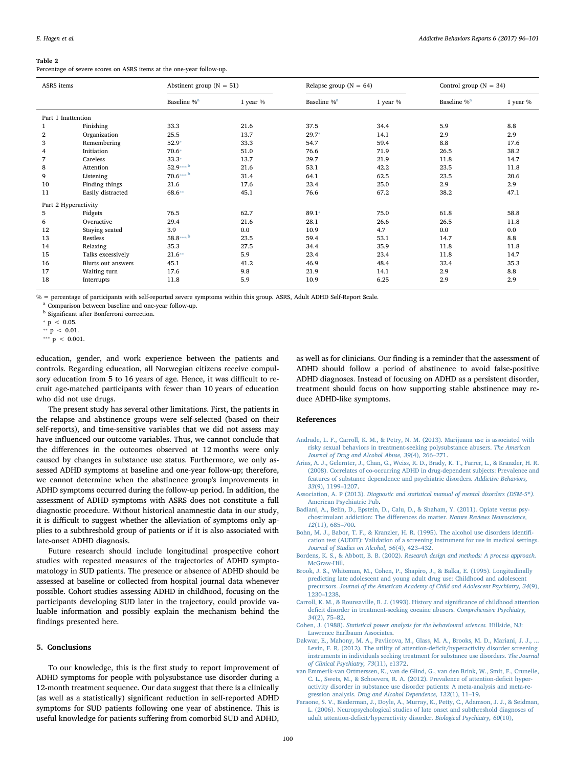**Table 2**
Percentage of severe scores on ASRS items at the one-year follow-up.

| ASRS items | | Abstinent group (N = 51) | | Relapse group (N = 64) | | Control group (N = 34) | |
|---|---|---|---|---|---|---|---|
| | | Baseline %[a] | 1 year % | Baseline %[a] | 1 year % | Baseline %[a] | 1 year % |
| Part 1 Inattention | | | | | | | |
| 1 | Finishing | 33.3 | 21.6 | 37.5 | 34.4 | 5.9 | 8.8 |
| 2 | Organization | 25.5 | 13.7 | 29.7* | 14.1 | 2.9 | 2.9 |
| 3 | Remembering | 52.9* | 33.3 | 54.7 | 59.4 | 8.8 | 17.6 |
| 4 | Initiation | 70.6* | 51.0 | 76.6 | 71.9 | 26.5 | 38.2 |
| 7 | Careless | 33.3* | 13.7 | 29.7 | 21.9 | 11.8 | 14.7 |
| 8 | Attention | 52.9***,[b] | 21.6 | 53.1 | 42.2 | 23.5 | 11.8 |
| 9 | Listening | 70.6***,[b] | 31.4 | 64.1 | 62.5 | 23.5 | 20.6 |
| 10 | Finding things | 21.6 | 17.6 | 23.4 | 25.0 | 2.9 | 2.9 |
| 11 | Easily distracted | 68.6** | 45.1 | 76.6 | 67.2 | 38.2 | 47.1 |
| Part 2 Hyperactivity | | | | | | | |
| 5 | Fidgets | 76.5 | 62.7 | 89.1* | 75.0 | 61.8 | 58.8 |
| 6 | Overactive | 29.4 | 21.6 | 28.1 | 26.6 | 26.5 | 11.8 |
| 12 | Staying seated | 3.9 | 0.0 | 10.9 | 4.7 | 0.0 | 0.0 |
| 13 | Restless | 58.8***,[b] | 23.5 | 59.4 | 53.1 | 14.7 | 8.8 |
| 14 | Relaxing | 35.3 | 27.5 | 34.4 | 35.9 | 11.8 | 11.8 |
| 15 | Talks excessively | 21.6** | 5.9 | 23.4 | 23.4 | 11.8 | 14.7 |
| 16 | Blurts out answers | 45.1 | 41.2 | 46.9 | 48.4 | 32.4 | 35.3 |
| 17 | Waiting turn | 17.6 | 9.8 | 21.9 | 14.1 | 2.9 | 8.8 |
| 18 | Interrupts | 11.8 | 5.9 | 10.9 | 6.25 | 2.9 | 2.9 |

% = percentage of participants with self-reported severe symptoms within this group. ASRS, Adult ADHD Self-Report Scale.
[a] Comparison between baseline and one-year follow-up.
[b] Significant after Bonferroni correction.
* $p < 0.05$.
** $p < 0.01$.
*** $p < 0.001$.

education, gender, and work experience between the patients and controls. Regarding education, all Norwegian citizens receive compulsory education from 5 to 16 years of age. Hence, it was difficult to recruit age-matched participants with fewer than 10 years of education who did not use drugs.

The present study has several other limitations. First, the patients in the relapse and abstinence groups were self-selected (based on their self-reports), and time-sensitive variables that we did not assess may have influenced our outcome variables. Thus, we cannot conclude that the differences in the outcomes observed at 12 months were only caused by changes in substance use status. Furthermore, we only assessed ADHD symptoms at baseline and one-year follow-up; therefore, we cannot determine when the abstinence group's improvements in ADHD symptoms occurred during the follow-up period. In addition, the assessment of ADHD symptoms with ASRS does not constitute a full diagnostic procedure. Without historical anamnestic data in our study, it is difficult to suggest whether the alleviation of symptoms only applies to a subthreshold group of patients or if it is also associated with late-onset ADHD diagnosis.

Future research should include longitudinal prospective cohort studies with repeated measures of the trajectories of ADHD symptomatology in SUD patients. The presence or absence of ADHD should be assessed at baseline or collected from hospital journal data whenever possible. Cohort studies assessing ADHD in childhood, focusing on the participants developing SUD later in the trajectory, could provide valuable information and possibly explain the mechanism behind the findings presented here.

## 5. Conclusions

To our knowledge, this is the first study to report improvement of ADHD symptoms for people with polysubstance use disorder during a 12-month treatment sequence. Our data suggest that there is a clinically (as well as a statistically) significant reduction in self-reported ADHD symptoms for SUD patients following one year of abstinence. This is useful knowledge for patients suffering from comorbid SUD and ADHD, as well as for clinicians. Our finding is a reminder that the assessment of ADHD should follow a period of abstinence to avoid false-positive ADHD diagnoses. Instead of focusing on ADHD as a persistent disorder, treatment should focus on how supporting stable abstinence may reduce ADHD-like symptoms.

## References

Andrade, L. F., Carroll, K. M., & Petry, N. M. (2013). Marijuana use is associated with risky sexual behaviors in treatment-seeking polysubstance abusers. *The American Journal of Drug and Alcohol Abuse, 39*(4), 266–271.

Arias, A. J., Gelernter, J., Chan, G., Weiss, R. D., Brady, K. T., Farrer, L., & Kranzler, H. R. (2008). Correlates of co-occurring ADHD in drug-dependent subjects: Prevalence and features of substance dependence and psychiatric disorders. *Addictive Behaviors, 33*(9), 1199–1207.

Association, A. P (2013). *Diagnostic and statistical manual of mental disorders (DSM-5*)*. American Psychiatric Pub.

Badiani, A., Belin, D., Epstein, D., Calu, D., & Shaham, Y. (2011). Opiate versus psychostimulant addiction: The differences do matter. *Nature Reviews Neuroscience, 12*(11), 685–700.

Bohn, M. J., Babor, T. F., & Kranzler, H. R. (1995). The alcohol use disorders identification test (AUDIT): Validation of a screening instrument for use in medical settings. *Journal of Studies on Alcohol, 56*(4), 423–432.

Bordens, K. S., & Abbott, B. B. (2002). *Research design and methods: A process approach*. McGraw-Hill.

Brook, J. S., Whiteman, M., Cohen, P., Shapiro, J., & Balka, E. (1995). Longitudinally predicting late adolescent and young adult drug use: Childhood and adolescent precursors. *Journal of the American Academy of Child and Adolescent Psychiatry, 34*(9), 1230–1238.

Carroll, K. M., & Rounsaville, B. J. (1993). History and significance of childhood attention deficit disorder in treatment-seeking cocaine abusers. *Comprehensive Psychiatry, 34*(2), 75–82.

Cohen, J. (1988). *Statistical power analysis for the behavioural sciences*. Hillside, NJ: Lawrence Earlbaum Associates.

Dakwar, E., Mahony, M. A., Pavlicova, M., Glass, M. A., Brooks, M. D., Mariani, J. J., ... Levin, F. R. (2012). The utility of attention-deficit/hyperactivity disorder screening instruments in individuals seeking treatment for substance use disorders. *The Journal of Clinical Psychiatry, 73*(11), e1372.

van Emmerik-van Ortmerssen, K., van de Glind, G., van den Brink, W., Smit, F., Crunelle, C. L., Swets, M., & Schoevers, R. A. (2012). Prevalence of attention-deficit hyperactivity disorder in substance use disorder patients: A meta-analysis and meta-regression analysis. *Drug and Alcohol Dependence, 122*(1), 11–19.

Faraone, S. V., Biederman, J., Doyle, A., Murray, K., Petty, C., Adamson, J. J., & Seidman, L. (2006). Neuropsychological studies of late onset and subthreshold diagnoses of adult attention-deficit/hyperactivity disorder. *Biological Psychiatry, 60*(10),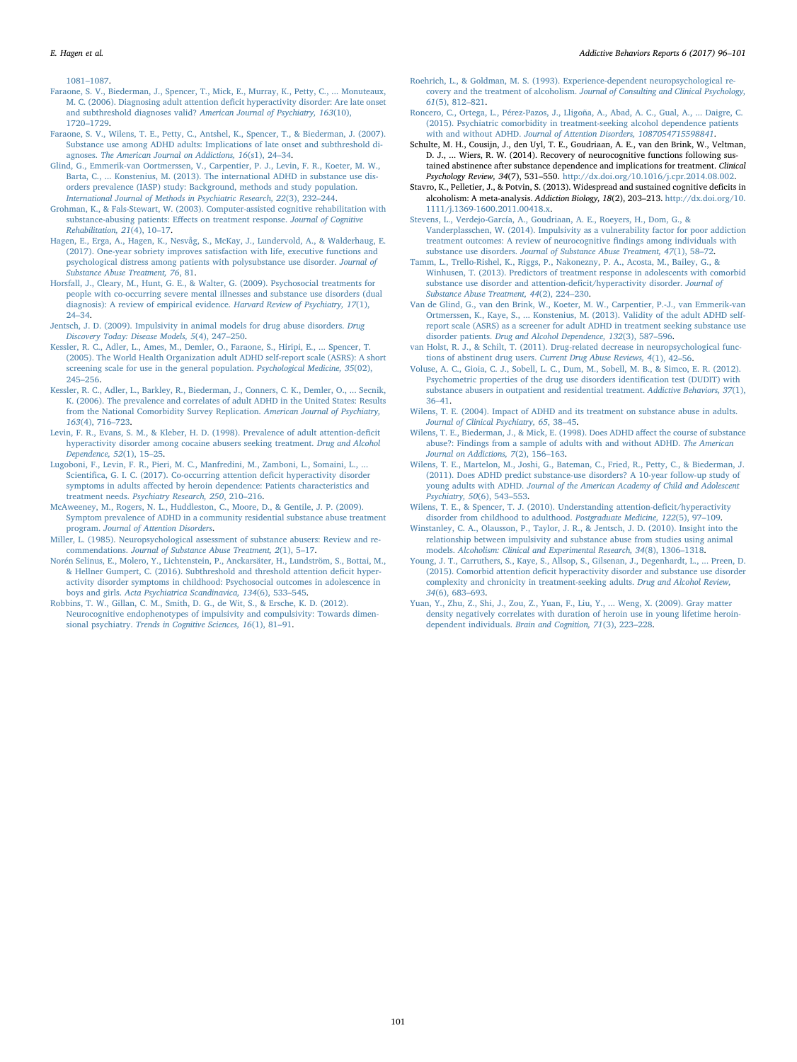1081–1087.

Faraone, S. V., Biederman, J., Spencer, T., Mick, E., Murray, K., Petty, C., ... Monuteaux, M. C. (2006). Diagnosing adult attention deficit hyperactivity disorder: Are late onset and subthreshold diagnoses valid? *American Journal of Psychiatry, 163*(10), 1720–1729.

Faraone, S. V., Wilens, T. E., Petty, C., Antshel, K., Spencer, T., & Biederman, J. (2007). Substance use among ADHD adults: Implications of late onset and subthreshold diagnoses. *The American Journal on Addictions, 16*(s1), 24–34.

Glind, G., Emmerik-van Oortmerssen, V., Carpentier, P. J., Levin, F. R., Koeter, M. W., Barta, C., ... Konstenius, M. (2013). The international ADHD in substance use disorders prevalence (IASP) study: Background, methods and study population. *International Journal of Methods in Psychiatric Research, 22*(3), 232–244.

Grohman, K., & Fals-Stewart, W. (2003). Computer-assisted cognitive rehabilitation with substance-abusing patients: Effects on treatment response. *Journal of Cognitive Rehabilitation, 21*(4), 10–17.

Hagen, E., Erga, A., Hagen, K., Nesvåg, S., McKay, J., Lundervold, A., & Walderhaug, E. (2017). One-year sobriety improves satisfaction with life, executive functions and psychological distress among patients with polysubstance use disorder. *Journal of Substance Abuse Treatment, 76*, 81.

Horsfall, J., Cleary, M., Hunt, G. E., & Walter, G. (2009). Psychosocial treatments for people with co-occurring severe mental illnesses and substance use disorders (dual diagnosis): A review of empirical evidence. *Harvard Review of Psychiatry, 17*(1), 24–34.

Jentsch, J. D. (2009). Impulsivity in animal models for drug abuse disorders. *Drug Discovery Today: Disease Models, 5*(4), 247–250.

Kessler, R. C., Adler, L., Ames, M., Demler, O., Faraone, S., Hiripi, E., ... Spencer, T. (2005). The World Health Organization adult ADHD self-report scale (ASRS): A short screening scale for use in the general population. *Psychological Medicine, 35*(02), 245–256.

Kessler, R. C., Adler, L., Barkley, R., Biederman, J., Conners, C. K., Demler, O., ... Secnik, K. (2006). The prevalence and correlates of adult ADHD in the United States: Results from the National Comorbidity Survey Replication. *American Journal of Psychiatry, 163*(4), 716–723.

Levin, F. R., Evans, S. M., & Kleber, H. D. (1998). Prevalence of adult attention-deficit hyperactivity disorder among cocaine abusers seeking treatment. *Drug and Alcohol Dependence, 52*(1), 15–25.

Lugoboni, F., Levin, F. R., Pieri, M. C., Manfredini, M., Zamboni, L., Somaini, L., ... Scientifica, G. I. C. (2017). Co-occurring attention deficit hyperactivity disorder symptoms in adults affected by heroin dependence: Patients characteristics and treatment needs. *Psychiatry Research, 250*, 210–216.

McAweeney, M., Rogers, N. L., Huddleston, C., Moore, D., & Gentile, J. P. (2009). Symptom prevalence of ADHD in a community residential substance abuse treatment program. *Journal of Attention Disorders*.

Miller, L. (1985). Neuropsychological assessment of substance abusers: Review and recommendations. *Journal of Substance Abuse Treatment, 2*(1), 5–17.

Norén Selinus, E., Molero, Y., Lichtenstein, P., Anckarsäter, H., Lundström, S., Bottai, M., & Hellner Gumpert, C. (2016). Subthreshold and threshold attention deficit hyperactivity disorder symptoms in childhood: Psychosocial outcomes in adolescence in boys and girls. *Acta Psychiatrica Scandinavica, 134*(6), 533–545.

Robbins, T. W., Gillan, C. M., Smith, D. G., de Wit, S., & Ersche, K. D. (2012). Neurocognitive endophenotypes of impulsivity and compulsivity: Towards dimensional psychiatry. *Trends in Cognitive Sciences, 16*(1), 81–91.

Roehrich, L., & Goldman, M. S. (1993). Experience-dependent neuropsychological recovery and the treatment of alcoholism. *Journal of Consulting and Clinical Psychology, 61*(5), 812–821.

Roncero, C., Ortega, L., Pérez-Pazos, J., Lligoña, A., Abad, A. C., Gual, A., ... Daigre, C. (2015). Psychiatric comorbidity in treatment-seeking alcohol dependence patients with and without ADHD. *Journal of Attention Disorders, 1087054715598841*.

Schulte, M. H., Cousijn, J., den Uyl, T. E., Goudriaan, A. E., van den Brink, W., Veltman, D. J., ... Wiers, R. W. (2014). Recovery of neurocognitive functions following sustained abstinence after substance dependence and implications for treatment. *Clinical Psychology Review, 34*(7), 531–550. http://dx.doi.org/10.1016/j.cpr.2014.08.002.

Stavro, K., Pelletier, J., & Potvin, S. (2013). Widespread and sustained cognitive deficits in alcoholism: A meta-analysis. *Addiction Biology, 18*(2), 203–213. http://dx.doi.org/10.1111/j.1369-1600.2011.00418.x.

Stevens, L., Verdejo-García, A., Goudriaan, A. E., Roeyers, H., Dom, G., & Vanderplasschen, W. (2014). Impulsivity as a vulnerability factor for poor addiction treatment outcomes: A review of neurocognitive findings among individuals with substance use disorders. *Journal of Substance Abuse Treatment, 47*(1), 58–72.

Tamm, L., Trello-Rishel, K., Riggs, P., Nakonezny, P. A., Acosta, M., Bailey, G., & Winhusen, T. (2013). Predictors of treatment response in adolescents with comorbid substance use disorder and attention-deficit/hyperactivity disorder. *Journal of Substance Abuse Treatment, 44*(2), 224–230.

Van de Glind, G., van den Brink, W., Koeter, M. W., Carpentier, P.-J., van Emmerik-van Oortmerssen, K., Kaye, S., ... Konstenius, M. (2013). Validity of the adult ADHD self-report scale (ASRS) as a screener for adult ADHD in treatment seeking substance use disorder patients. *Drug and Alcohol Dependence, 132*(3), 587–596.

van Holst, R. J., & Schilt, T. (2011). Drug-related decrease in neuropsychological functions of abstinent drug users. *Current Drug Abuse Reviews, 4*(1), 42–56.

Voluse, A. C., Gioia, C. J., Sobell, L. C., Dum, M., Sobell, M. B., & Simco, E. R. (2012). Psychometric properties of the drug use disorders identification test (DUDIT) with substance abusers in outpatient and residential treatment. *Addictive Behaviors, 37*(1), 36–41.

Wilens, T. E. (2004). Impact of ADHD and its treatment on substance abuse in adults. *Journal of Clinical Psychiatry, 65*, 38–45.

Wilens, T. E., Biederman, J., & Mick, E. (1998). Does ADHD affect the course of substance abuse?: Findings from a sample of adults with and without ADHD. *The American Journal on Addictions, 7*(2), 156–163.

Wilens, T. E., Martelon, M., Joshi, G., Bateman, C., Fried, R., Petty, C., & Biederman, J. (2011). Does ADHD predict substance-use disorders? A 10-year follow-up study of young adults with ADHD. *Journal of the American Academy of Child and Adolescent Psychiatry, 50*(6), 543–553.

Wilens, T. E., & Spencer, T. J. (2010). Understanding attention-deficit/hyperactivity disorder from childhood to adulthood. *Postgraduate Medicine, 122*(5), 97–109.

Winstanley, C. A., Olausson, P., Taylor, J. R., & Jentsch, J. D. (2010). Insight into the relationship between impulsivity and substance abuse from studies using animal models. *Alcoholism: Clinical and Experimental Research, 34*(8), 1306–1318.

Young, J. T., Carruthers, S., Kaye, S., Allsop, S., Gilsenan, J., Degenhardt, L., ... Preen, D. (2015). Comorbid attention deficit hyperactivity disorder and substance use disorder complexity and chronicity in treatment-seeking adults. *Drug and Alcohol Review, 34*(6), 683–693.

Yuan, Y., Zhu, Z., Shi, J., Zou, Z., Yuan, F., Liu, Y., ... Weng, X. (2009). Gray matter density negatively correlates with duration of heroin use in young lifetime heroin-dependent individuals. *Brain and Cognition, 71*(3), 223–228.